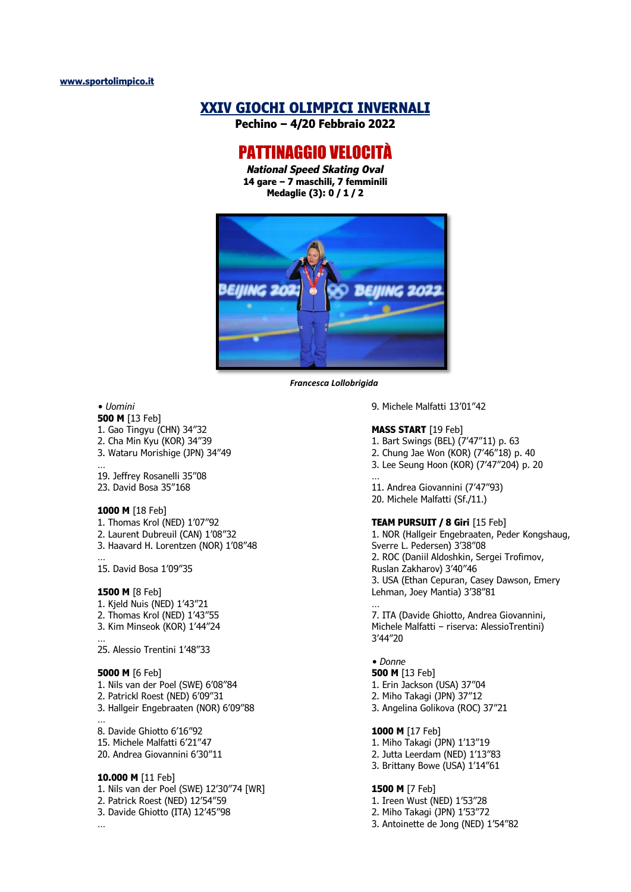www.sportolimpico.it

# XXIV GIOCHI OLIMPICI INVERNALI

**Pechino – 4/20 Febbraio 2022**

## PATTINAGGIO VELOCITÀ

***National Speed Skating Oval***
**14 gare – 7 maschili, 7 femminili**
**Medaglie (3): 0 / 1 / 2**

*Francesca Lollobrigida*

• *Uomini*

**500 M** [13 Feb]
1. Gao Tingyu (CHN) 34"32
2. Cha Min Kyu (KOR) 34"39
3. Wataru Morishige (JPN) 34"49

…
19. Jeffrey Rosanelli 35"08
23. David Bosa 35"168

**1000 M** [18 Feb]
1. Thomas Krol (NED) 1'07"92
2. Laurent Dubreuil (CAN) 1'08"32
3. Haavard H. Lorentzen (NOR) 1'08"48

…
15. David Bosa 1'09"35

**1500 M** [8 Feb]
1. Kjeld Nuis (NED) 1'43"21
2. Thomas Krol (NED) 1'43"55
3. Kim Minseok (KOR) 1'44"24

…
25. Alessio Trentini 1'48"33

**5000 M** [6 Feb]
1. Nils van der Poel (SWE) 6'08"84
2. Patrickl Roest (NED) 6'09"31
3. Hallgeir Engebraaten (NOR) 6'09"88

…
8. Davide Ghiotto 6'16"92
15. Michele Malfatti 6'21"47
20. Andrea Giovannini 6'30"11

**10.000 M** [11 Feb]
1. Nils van der Poel (SWE) 12'30"74 [WR]
2. Patrick Roest (NED) 12'54"59
3. Davide Ghiotto (ITA) 12'45"98

…
9. Michele Malfatti 13'01"42

**MASS START** [19 Feb]
1. Bart Swings (BEL) (7'47"11) p. 63
2. Chung Jae Won (KOR) (7'46"18) p. 40
3. Lee Seung Hoon (KOR) (7'47"204) p. 20

…
11. Andrea Giovannini (7'47"93)
20. Michele Malfatti (Sf./11.)

**TEAM PURSUIT / 8 Giri** [15 Feb]
1. NOR (Hallgeir Engebraaten, Peder Kongshaug, Sverre L. Pedersen) 3'38"08
2. ROC (Daniil Aldoshkin, Sergei Trofimov, Ruslan Zakharov) 3'40"46
3. USA (Ethan Cepuran, Casey Dawson, Emery Lehman, Joey Mantia) 3'38"81

…
7. ITA (Davide Ghiotto, Andrea Giovannini, Michele Malfatti – riserva: AlessioTrentini) 3'44"20

• *Donne*

**500 M** [13 Feb]
1. Erin Jackson (USA) 37"04
2. Miho Takagi (JPN) 37"12
3. Angelina Golikova (ROC) 37"21

**1000 M** [17 Feb]
1. Miho Takagi (JPN) 1'13"19
2. Jutta Leerdam (NED) 1'13"83
3. Brittany Bowe (USA) 1'14"61

**1500 M** [7 Feb]
1. Ireen Wust (NED) 1'53"28
2. Miho Takagi (JPN) 1'53"72
3. Antoinette de Jong (NED) 1'54"82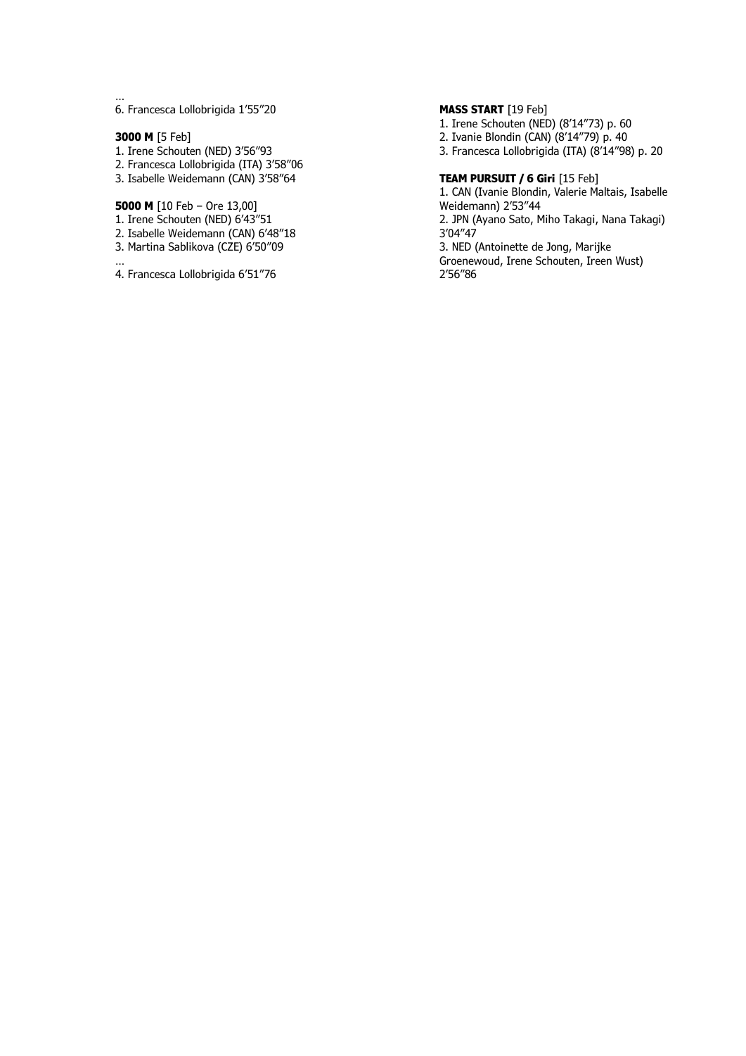…
6. Francesca Lollobrigida 1’55”20

**3000 M** [5 Feb]
1. Irene Schouten (NED) 3’56”93
2. Francesca Lollobrigida (ITA) 3’58”06
3. Isabelle Weidemann (CAN) 3’58”64

**5000 M** [10 Feb – Ore 13,00]
1. Irene Schouten (NED) 6’43”51
2. Isabelle Weidemann (CAN) 6’48”18
3. Martina Sablikova (CZE) 6’50”09
…
4. Francesca Lollobrigida 6’51”76

**MASS START** [19 Feb]
1. Irene Schouten (NED) (8’14”73) p. 60
2. Ivanie Blondin (CAN) (8’14”79) p. 40
3. Francesca Lollobrigida (ITA) (8’14”98) p. 20

**TEAM PURSUIT / 6 Giri** [15 Feb]
1. CAN (Ivanie Blondin, Valerie Maltais, Isabelle Weidemann) 2’53”44
2. JPN (Ayano Sato, Miho Takagi, Nana Takagi) 3’04”47
3. NED (Antoinette de Jong, Marijke Groenewoud, Irene Schouten, Ireen Wust) 2’56”86